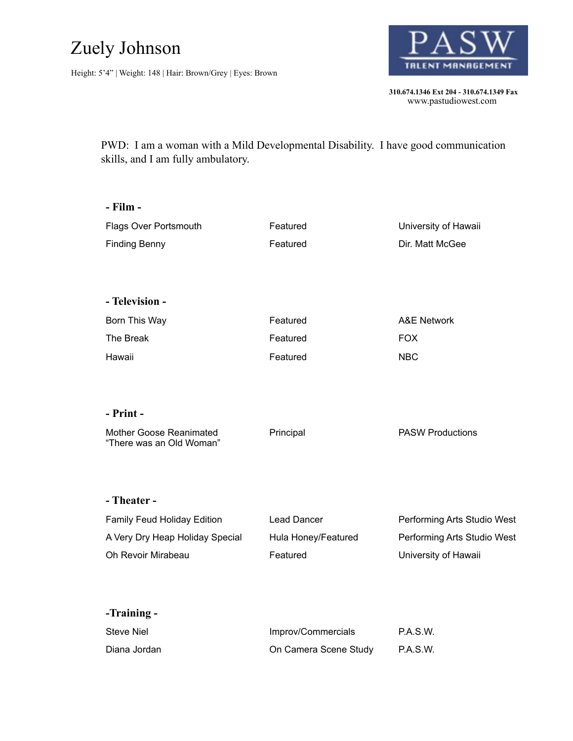# Zuely Johnson

Height: 5'4" | Weight: 148 | Hair: Brown/Grey | Eyes: Brown

PASW TALENT MANAGEMENT

**310.674.1346 Ext 204 - 310.674.1349 Fax**
www.pastudiowest.com

PWD: I am a woman with a Mild Developmental Disability. I have good communication skills, and I am fully ambulatory.

## - Film -

| | | |
|---|---|---|
| Flags Over Portsmouth | Featured | University of Hawaii |
| Finding Benny | Featured | Dir. Matt McGee |

## - Television -

| | | |
|---|---|---|
| Born This Way | Featured | A&E Network |
| The Break | Featured | FOX |
| Hawaii | Featured | NBC |

## - Print -

| | | |
|---|---|---|
| Mother Goose Reanimated "There was an Old Woman" | Principal | PASW Productions |

## - Theater -

| | | |
|---|---|---|
| Family Feud Holiday Edition | Lead Dancer | Performing Arts Studio West |
| A Very Dry Heap Holiday Special | Hula Honey/Featured | Performing Arts Studio West |
| Oh Revoir Mirabeau | Featured | University of Hawaii |

## -Training -

| | | |
|---|---|---|
| Steve Niel | Improv/Commercials | P.A.S.W. |
| Diana Jordan | On Camera Scene Study | P.A.S.W. |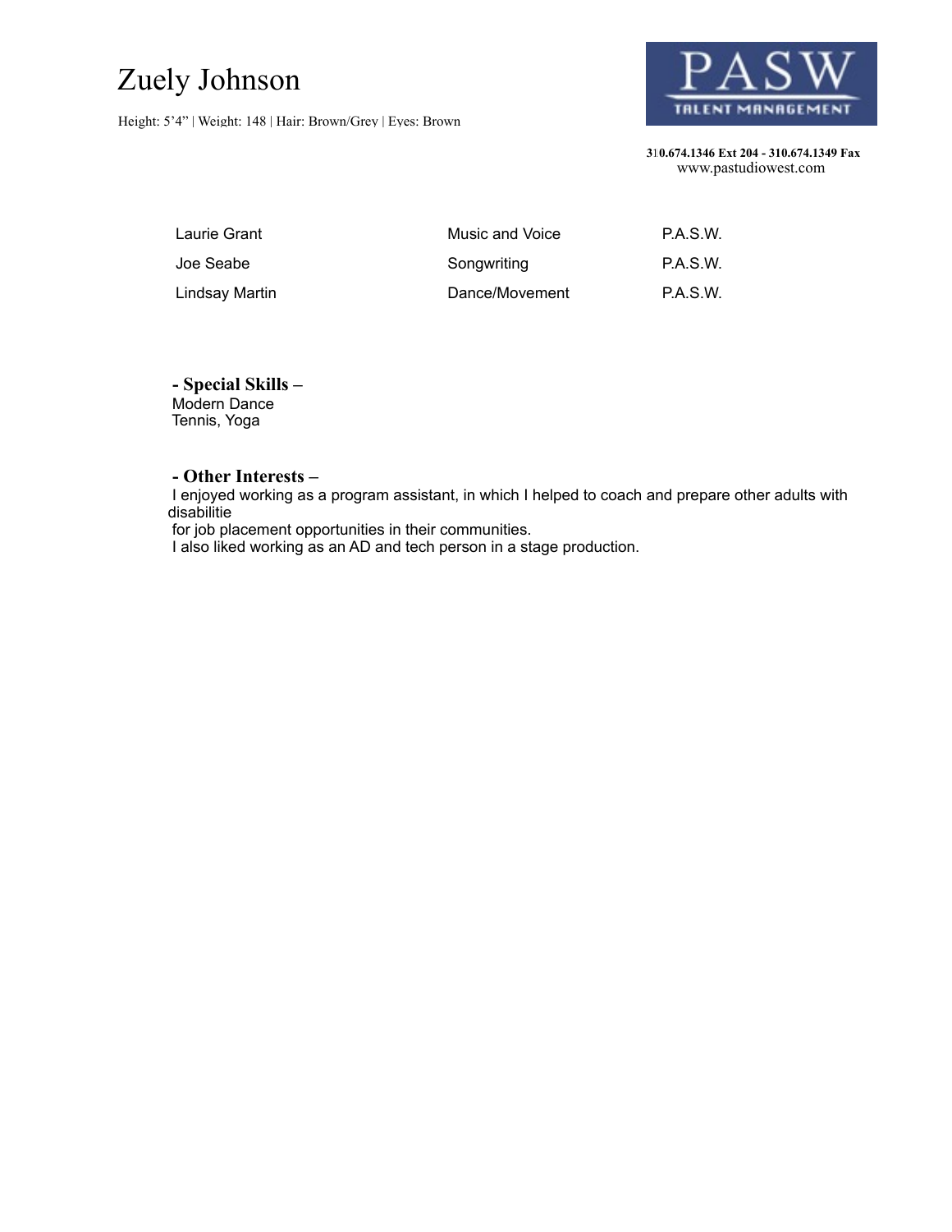# Zuely Johnson

Height: 5'4" | Weight: 148 | Hair: Brown/Grey | Eyes: Brown

**PASW**
**TALENT MANAGEMENT**

**310.674.1346 Ext 204 - 310.674.1349 Fax**
www.pastudiowest.com

| | | |
|---|---|---|
| Laurie Grant | Music and Voice | P.A.S.W. |
| Joe Seabe | Songwriting | P.A.S.W. |
| Lindsay Martin | Dance/Movement | P.A.S.W. |

**- Special Skills –**

Modern Dance
Tennis, Yoga

**- Other Interests –**

I enjoyed working as a program assistant, in which I helped to coach and prepare other adults with disabilitie
for job placement opportunities in their communities.
I also liked working as an AD and tech person in a stage production.